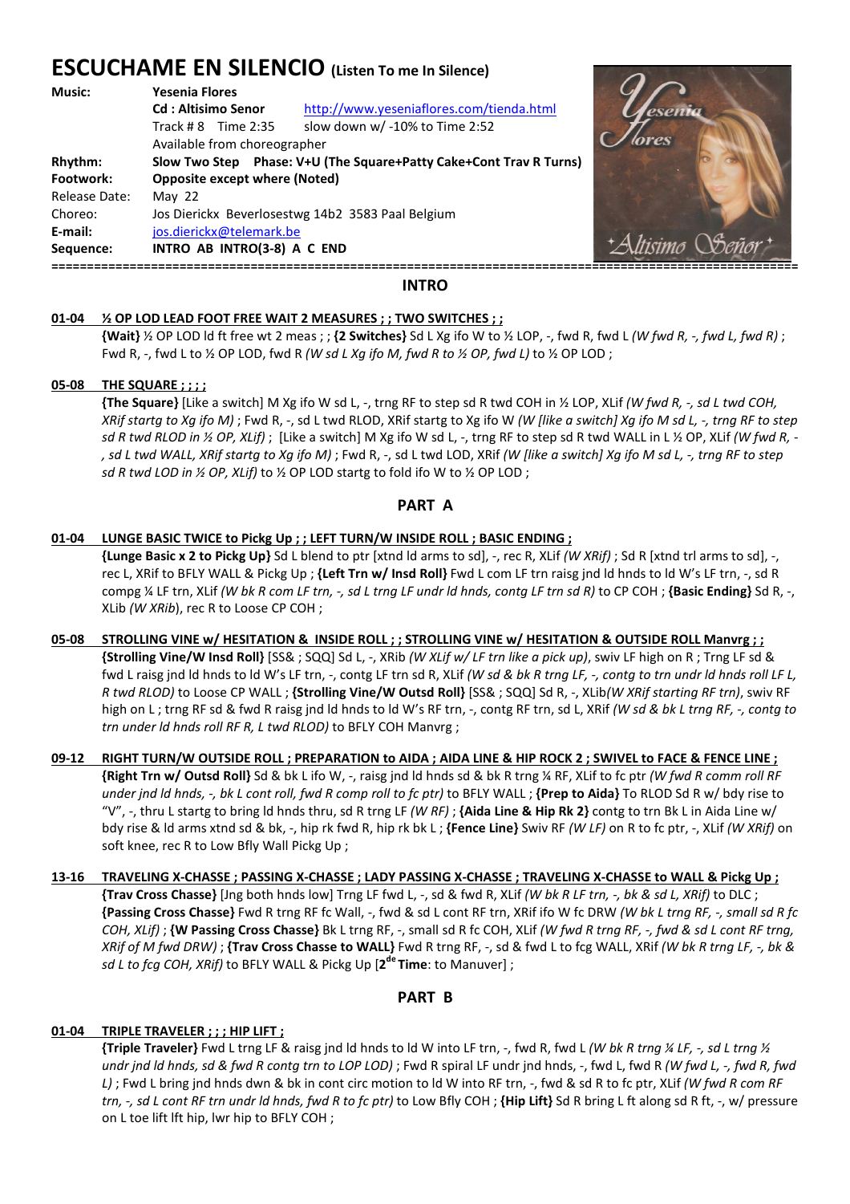# ESCUCHAME EN SILENCIO (Listen To me In Silence)

| | | |
|---|---|---|
| **Music:** | **Yesenia Flores** | |
| | **Cd : Altisimo Senor** | http://www.yeseniaflores.com/tienda.html |
| | Track # 8 Time 2:35 | slow down w/ -10% to Time 2:52 |
| | Available from choreographer | |
| **Rhythm:** | **Slow Two Step Phase: V+U (The Square+Patty Cake+Cont Trav R Turns)** | |
| **Footwork:** | **Opposite except where (Noted)** | |
| Release Date: | May 22 | |
| Choreo: | Jos Dierickx Beverlosestwg 14b2 3583 Paal Belgium | |
| **E-mail:** | jos.dierickx@telemark.be | |
| **Sequence:** | **INTRO AB INTRO(3-8) A C END** | |

## INTRO

**01-04 ½ OP LOD LEAD FOOT FREE WAIT 2 MEASURES ; ; TWO SWITCHES ; ;**

**{Wait}** ½ OP LOD ld ft free wt 2 meas ; ; **{2 Switches}** Sd L Xg ifo W to ½ LOP, -, fwd R, fwd L *(W fwd R, -, fwd L, fwd R)* ; Fwd R, -, fwd L to ½ OP LOD, fwd R *(W sd L Xg ifo M, fwd R to ½ OP, fwd L)* to ½ OP LOD ;

**05-08 THE SQUARE ; ; ; ;**

**{The Square}** [Like a switch] M Xg ifo W sd L, -, trng RF to step sd R twd COH in ½ LOP, XLif *(W fwd R, -, sd L twd COH, XRif startg to Xg ifo M)* ; Fwd R, -, sd L twd RLOD, XRif startg to Xg ifo W *(W [like a switch] Xg ifo M sd L, -, trng RF to step sd R twd RLOD in ½ OP, XLif)* ; [Like a switch] M Xg ifo W sd L, -, trng RF to step sd R twd WALL in L ½ OP, XLif *(W fwd R, -, sd L twd WALL, XRif startg to Xg ifo M)* ; Fwd R, -, sd L twd LOD, XRif *(W [like a switch] Xg ifo M sd L, -, trng RF to step sd R twd LOD in ½ OP, XLif)* to ½ OP LOD startg to fold ifo W to ½ OP LOD ;

## PART A

**01-04 LUNGE BASIC TWICE to Pickg Up ; ; LEFT TURN/W INSIDE ROLL ; BASIC ENDING ;**

**{Lunge Basic x 2 to Pickg Up}** Sd L blend to ptr [xtnd ld arms to sd], -, rec R, XLif *(W XRif)* ; Sd R [xtnd trl arms to sd], -, rec L, XRif to BFLY WALL & Pickg Up ; **{Left Trn w/ Insd Roll}** Fwd L com LF trn raisg jnd ld hnds to ld W's LF trn, -, sd R compg ¼ LF trn, XLif *(W bk R com LF trn, -, sd L trng LF undr ld hnds, contg LF trn sd R)* to CP COH ; **{Basic Ending}** Sd R, -, XLib *(W XRib)*, rec R to Loose CP COH ;

**05-08 STROLLING VINE w/ HESITATION & INSIDE ROLL ; ; STROLLING VINE w/ HESITATION & OUTSIDE ROLL Manvrg ; ;**

**{Strolling Vine/W Insd Roll}** [SS& ; SQQ] Sd L, -, XRib *(W XLif w/ LF trn like a pick up)*, swiv LF high on R ; Trng LF sd & fwd L raisg jnd ld hnds to ld W's LF trn, -, contg LF trn sd R, XLif *(W sd & bk R trng LF, -, contg to trn undr ld hnds roll LF L, R twd RLOD)* to Loose CP WALL ; **{Strolling Vine/W Outsd Roll}** [SS& ; SQQ] Sd R, -, XLib*(W XRif starting RF trn)*, swiv RF high on L ; trng RF sd & fwd R raisg jnd ld hnds to ld W's RF trn, -, contg RF trn, sd L, XRif *(W sd & bk L trng RF, -, contg to trn under ld hnds roll RF R, L twd RLOD)* to BFLY COH Manvrg ;

**09-12 RIGHT TURN/W OUTSIDE ROLL ; PREPARATION to AIDA ; AIDA LINE & HIP ROCK 2 ; SWIVEL to FACE & FENCE LINE ;**

**{Right Trn w/ Outsd Roll}** Sd & bk L ifo W, -, raisg jnd ld hnds sd & bk R trng ¼ RF, XLif to fc ptr *(W fwd R comm roll RF under jnd ld hnds, -, bk L cont roll, fwd R comp roll to fc ptr)* to BFLY WALL ; **{Prep to Aida}** To RLOD Sd R w/ bdy rise to "V", -, thru L startg to bring ld hnds thru, sd R trng LF *(W RF)* ; **{Aida Line & Hip Rk 2}** contg to trn Bk L in Aida Line w/ bdy rise & ld arms xtnd sd & bk, -, hip rk fwd R, hip rk bk L ; **{Fence Line}** Swiv RF *(W LF)* on R to fc ptr, -, XLif *(W XRif)* on soft knee, rec R to Low Bfly Wall Pickg Up ;

**13-16 TRAVELING X-CHASSE ; PASSING X-CHASSE ; LADY PASSING X-CHASSE ; TRAVELING X-CHASSE to WALL & Pickg Up ;**

**{Trav Cross Chasse}** [Jng both hnds low] Trng LF fwd L, -, sd & fwd R, XLif *(W bk R LF trn, -, bk & sd L, XRif)* to DLC ; **{Passing Cross Chasse}** Fwd R trng RF fc Wall, -, fwd & sd L cont RF trn, XRif ifo W fc DRW *(W bk L trng RF, -, small sd R fc COH, XLif)* ; **{W Passing Cross Chasse}** Bk L trng RF, -, small sd R fc COH, XLif *(W fwd R trng RF, -, fwd & sd L cont RF trng, XRif of M fwd DRW)* ; **{Trav Cross Chasse to WALL}** Fwd R trng RF, -, sd & fwd L to fcg WALL, XRif *(W bk R trng LF, -, bk & sd L to fcg COH, XRif)* to BFLY WALL & Pickg Up [**2**[de] **Time**: to Manuver] ;

## PART B

**01-04 TRIPLE TRAVELER ; ; ; HIP LIFT ;**

**{Triple Traveler}** Fwd L trng LF & raisg jnd ld hnds to ld W into LF trn, -, fwd R, fwd L *(W bk R trng ¼ LF, -, sd L trng ½ undr jnd ld hnds, sd & fwd R contg trn to LOP LOD)* ; Fwd R spiral LF undr jnd hnds, -, fwd L, fwd R *(W fwd L, -, fwd R, fwd L)* ; Fwd L bring jnd hnds dwn & bk in cont circ motion to ld W into RF trn, -, fwd & sd R to fc ptr, XLif *(W fwd R com RF trn, -, sd L cont RF trn undr ld hnds, fwd R to fc ptr)* to Low Bfly COH ; **{Hip Lift}** Sd R bring L ft along sd R ft, -, w/ pressure on L toe lift lft hip, lwr hip to BFLY COH ;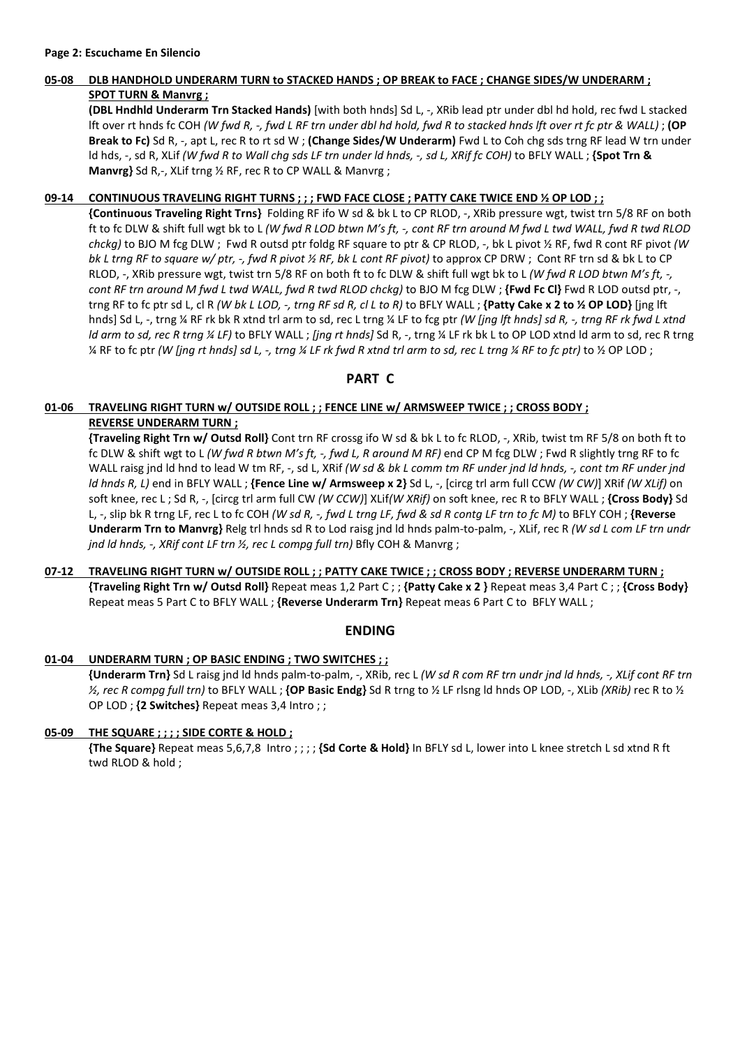**Page 2: Escuchame En Silencio**

**05-08 DLB HANDHOLD UNDERARM TURN to STACKED HANDS ; OP BREAK to FACE ; CHANGE SIDES/W UNDERARM ; SPOT TURN & Manvrg ;**

**(DBL Hndhld Underarm Trn Stacked Hands)** [with both hnds] Sd L, -, XRib lead ptr under dbl hd hold, rec fwd L stacked lft over rt hnds fc COH *(W fwd R, -, fwd L RF trn under dbl hd hold, fwd R to stacked hnds lft over rt fc ptr & WALL)* ; **(OP Break to Fc)** Sd R, -, apt L, rec R to rt sd W ; **(Change Sides/W Underarm)** Fwd L to Coh chg sds trng RF lead W trn under ld hds, -, sd R, XLif *(W fwd R to Wall chg sds LF trn under ld hnds, -, sd L, XRif fc COH)* to BFLY WALL ; **{Spot Trn & Manvrg}** Sd R,-, XLif trng ½ RF, rec R to CP WALL & Manvrg ;

**09-14 CONTINUOUS TRAVELING RIGHT TURNS ; ; ; FWD FACE CLOSE ; PATTY CAKE TWICE END ½ OP LOD ; ;**

**{Continuous Traveling Right Trns}** Folding RF ifo W sd & bk L to CP RLOD, -, XRib pressure wgt, twist trn 5/8 RF on both ft to fc DLW & shift full wgt bk to L *(W fwd R LOD btwn M's ft, -, cont RF trn around M fwd L twd WALL, fwd R twd RLOD chckg)* to BJO M fcg DLW ; Fwd R outsd ptr foldg RF square to ptr & CP RLOD, -, bk L pivot ½ RF, fwd R cont RF pivot *(W bk L trng RF to square w/ ptr, -, fwd R pivot ½ RF, bk L cont RF pivot)* to approx CP DRW ; Cont RF trn sd & bk L to CP RLOD, -, XRib pressure wgt, twist trn 5/8 RF on both ft to fc DLW & shift full wgt bk to L *(W fwd R LOD btwn M's ft, -, cont RF trn around M fwd L twd WALL, fwd R twd RLOD chckg)* to BJO M fcg DLW ; **{Fwd Fc Cl}** Fwd R LOD outsd ptr, -, trng RF to fc ptr sd L, cl R *(W bk L LOD, -, trng RF sd R, cl L to R)* to BFLY WALL ; **{Patty Cake x 2 to ½ OP LOD}** [jng lft hnds] Sd L, -, trng ¼ RF rk bk R xtnd trl arm to sd, rec L trng ¼ LF to fcg ptr *(W [jng lft hnds] sd R, -, trng RF rk fwd L xtnd ld arm to sd, rec R trng ¼ LF)* to BFLY WALL ; *[jng rt hnds]* Sd R, -, trng ¼ LF rk bk L to OP LOD xtnd ld arm to sd, rec R trng ¼ RF to fc ptr *(W [jng rt hnds] sd L, -, trng ¼ LF rk fwd R xtnd trl arm to sd, rec L trng ¼ RF to fc ptr)* to ½ OP LOD ;

## PART C

**01-06 TRAVELING RIGHT TURN w/ OUTSIDE ROLL ; ; FENCE LINE w/ ARMSWEEP TWICE ; ; CROSS BODY ; REVERSE UNDERARM TURN ;**

**{Traveling Right Trn w/ Outsd Roll}** Cont trn RF crossg ifo W sd & bk L to fc RLOD, -, XRib, twist tm RF 5/8 on both ft to fc DLW & shift wgt to L *(W fwd R btwn M's ft, -, fwd L, R around M RF)* end CP M fcg DLW ; Fwd R slightly trng RF to fc WALL raisg jnd ld hnd to lead W tm RF, -, sd L, XRif *(W sd & bk L comm tm RF under jnd ld hnds, -, cont tm RF under jnd ld hnds R, L)* end in BFLY WALL ; **{Fence Line w/ Armsweep x 2}** Sd L, -, [circg trl arm full CCW *(W CW)*] XRif *(W XLif)* on soft knee, rec L ; Sd R, -, [circg trl arm full CW *(W CCW)*] XLif*(W XRif)* on soft knee, rec R to BFLY WALL ; **{Cross Body}** Sd L, -, slip bk R trng LF, rec L to fc COH *(W sd R, -, fwd L trng LF, fwd & sd R contg LF trn to fc M)* to BFLY COH ; **{Reverse Underarm Trn to Manvrg}** Relg trl hnds sd R to Lod raisg jnd ld hnds palm-to-palm, -, XLif, rec R *(W sd L com LF trn undr jnd ld hnds, -, XRif cont LF trn ½, rec L compg full trn)* Bfly COH & Manvrg ;

**07-12 TRAVELING RIGHT TURN w/ OUTSIDE ROLL ; ; PATTY CAKE TWICE ; ; CROSS BODY ; REVERSE UNDERARM TURN ;**

**{Traveling Right Trn w/ Outsd Roll}** Repeat meas 1,2 Part C ; ; **{Patty Cake x 2 }** Repeat meas 3,4 Part C ; ; **{Cross Body}** Repeat meas 5 Part C to BFLY WALL ; **{Reverse Underarm Trn}** Repeat meas 6 Part C to BFLY WALL ;

## ENDING

**01-04 UNDERARM TURN ; OP BASIC ENDING ; TWO SWITCHES ; ;**

**{Underarm Trn}** Sd L raisg jnd ld hnds palm-to-palm, -, XRib, rec L *(W sd R com RF trn undr jnd ld hnds, -, XLif cont RF trn ½, rec R compg full trn)* to BFLY WALL ; **{OP Basic Endg}** Sd R trng to ½ LF rlsng ld hnds OP LOD, -, XLib *(XRib)* rec R to ½ OP LOD ; **{2 Switches}** Repeat meas 3,4 Intro ; ;

**05-09 THE SQUARE ; ; ; ; SIDE CORTE & HOLD ;**

**{The Square}** Repeat meas 5,6,7,8 Intro ; ; ; ; **{Sd Corte & Hold}** In BFLY sd L, lower into L knee stretch L sd xtnd R ft twd RLOD & hold ;